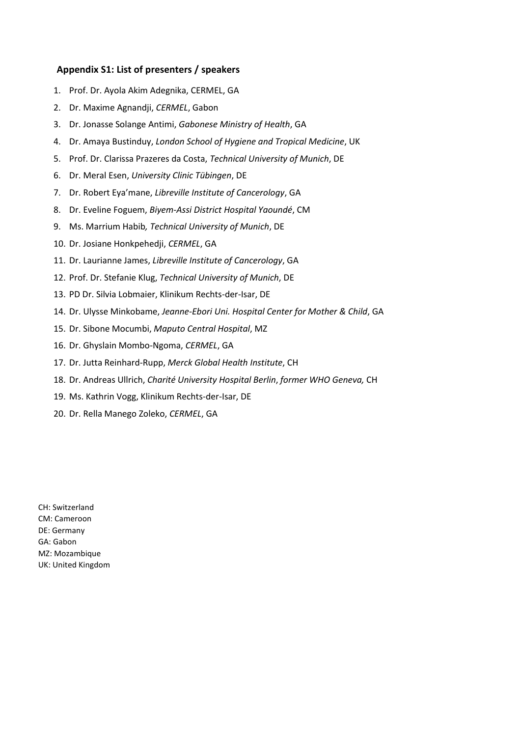**Appendix S1: List of presenters / speakers**

1. Prof. Dr. Ayola Akim Adegnika, CERMEL, GA
2. Dr. Maxime Agnandji, *CERMEL*, Gabon
3. Dr. Jonasse Solange Antimi, *Gabonese Ministry of Health*, GA
4. Dr. Amaya Bustinduy, *London School of Hygiene and Tropical Medicine*, UK
5. Prof. Dr. Clarissa Prazeres da Costa, *Technical University of Munich*, DE
6. Dr. Meral Esen, *University Clinic Tübingen*, DE
7. Dr. Robert Eya'mane, *Libreville Institute of Cancerology*, GA
8. Dr. Eveline Foguem, *Biyem-Assi District Hospital Yaoundé*, CM
9. Ms. Marrium Habib*, Technical University of Munich*, DE
10. Dr. Josiane Honkpehedji, *CERMEL*, GA
11. Dr. Laurianne James, *Libreville Institute of Cancerology*, GA
12. Prof. Dr. Stefanie Klug, *Technical University of Munich*, DE
13. PD Dr. Silvia Lobmaier, Klinikum Rechts-der-Isar, DE
14. Dr. Ulysse Minkobame, *Jeanne-Ebori Uni. Hospital Center for Mother & Child*, GA
15. Dr. Sibone Mocumbi, *Maputo Central Hospital*, MZ
16. Dr. Ghyslain Mombo-Ngoma, *CERMEL*, GA
17. Dr. Jutta Reinhard-Rupp, *Merck Global Health Institute*, CH
18. Dr. Andreas Ullrich, *Charité University Hospital Berlin*, *former WHO Geneva,* CH
19. Ms. Kathrin Vogg, Klinikum Rechts-der-Isar, DE
20. Dr. Rella Manego Zoleko, *CERMEL*, GA

CH: Switzerland
CM: Cameroon
DE: Germany
GA: Gabon
MZ: Mozambique
UK: United Kingdom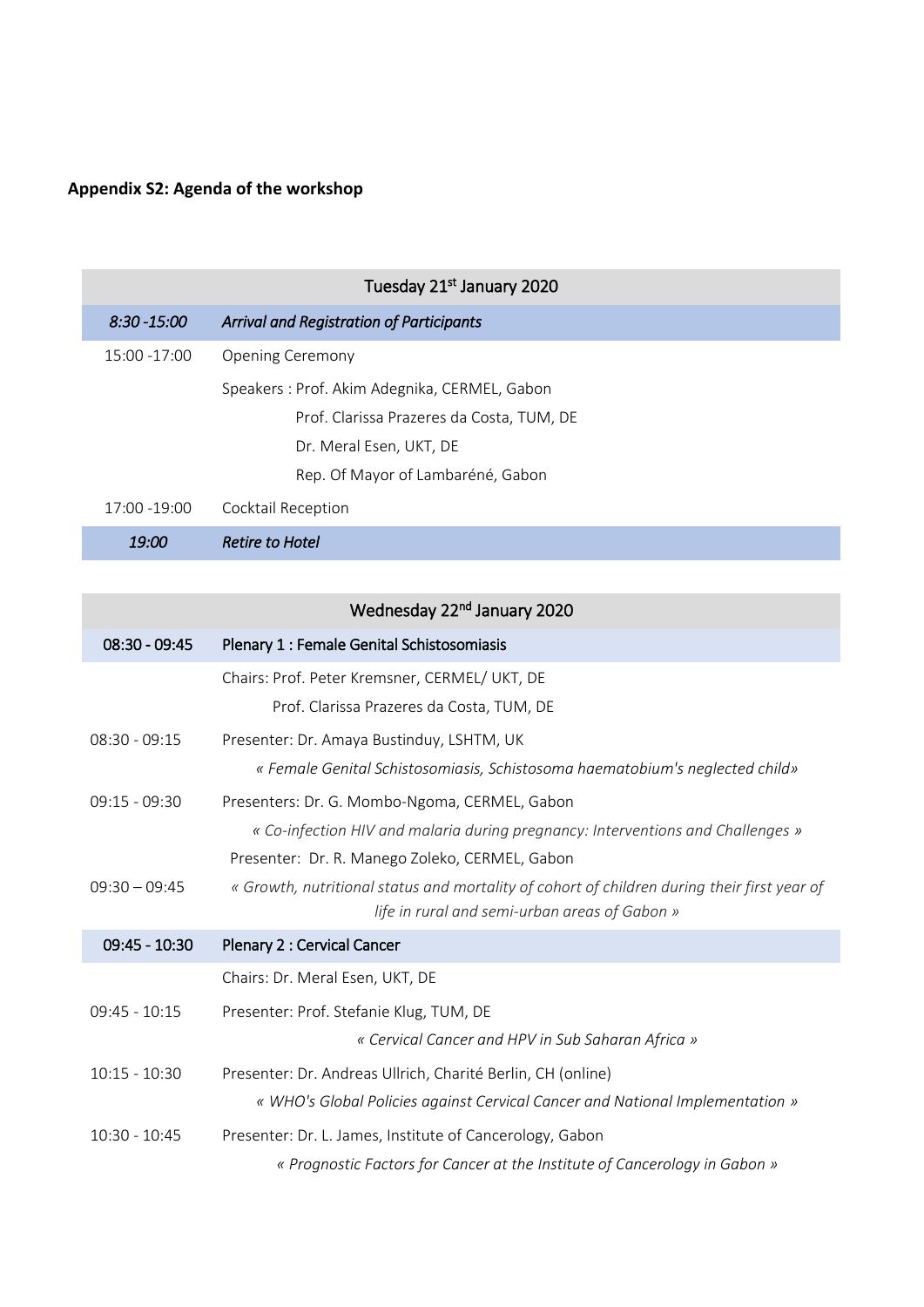**Appendix S2: Agenda of the workshop**

| Tuesday 21st January 2020 | |
|---|---|
| *8:30 -15:00* | *Arrival and Registration of Participants* |
| 15:00 -17:00 | Opening Ceremony |
| | Speakers : Prof. Akim Adegnika, CERMEL, Gabon<br>Prof. Clarissa Prazeres da Costa, TUM, DE<br>Dr. Meral Esen, UKT, DE<br>Rep. Of Mayor of Lambaréné, Gabon |
| 17:00 -19:00 | Cocktail Reception |
| *19:00* | *Retire to Hotel* |

| Wednesday 22nd January 2020 | |
|---|---|
| 08:30 - 09:45 | Plenary 1 : Female Genital Schistosomiasis |
| | Chairs: Prof. Peter Kremsner, CERMEL/ UKT, DE<br>Prof. Clarissa Prazeres da Costa, TUM, DE |
| 08:30 - 09:15 | Presenter: Dr. Amaya Bustinduy, LSHTM, UK<br>*« Female Genital Schistosomiasis, Schistosoma haematobium's neglected child»* |
| 09:15 - 09:30 | Presenters: Dr. G. Mombo-Ngoma, CERMEL, Gabon<br>*« Co-infection HIV and malaria during pregnancy: Interventions and Challenges »* |
| 09:30 – 09:45 | Presenter: Dr. R. Manego Zoleko, CERMEL, Gabon<br>*« Growth, nutritional status and mortality of cohort of children during their first year of life in rural and semi-urban areas of Gabon »* |
| 09:45 - 10:30 | Plenary 2 : Cervical Cancer |
| | Chairs: Dr. Meral Esen, UKT, DE |
| 09:45 - 10:15 | Presenter: Prof. Stefanie Klug, TUM, DE<br>*« Cervical Cancer and HPV in Sub Saharan Africa »* |
| 10:15 - 10:30 | Presenter: Dr. Andreas Ullrich, Charité Berlin, CH (online)<br>*« WHO's Global Policies against Cervical Cancer and National Implementation »* |
| 10:30 - 10:45 | Presenter: Dr. L. James, Institute of Cancerology, Gabon<br>*« Prognostic Factors for Cancer at the Institute of Cancerology in Gabon »* |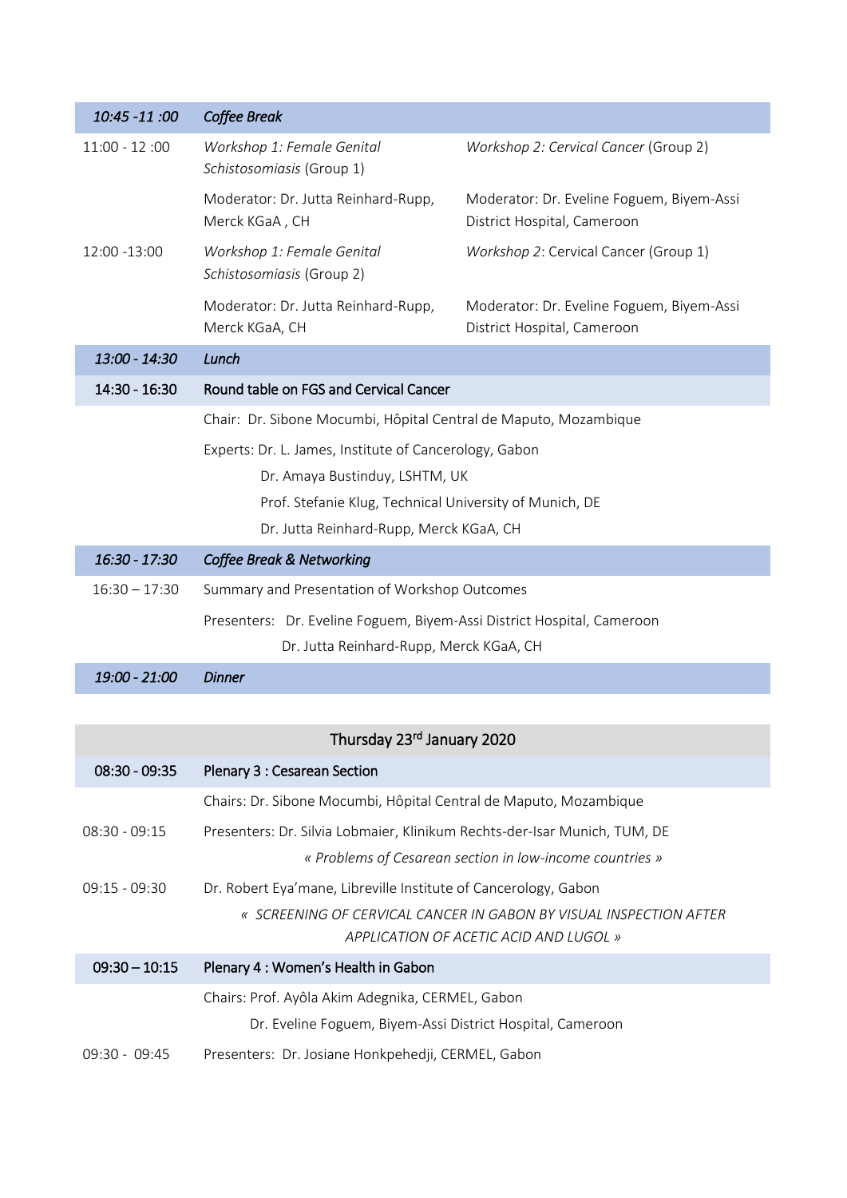| | | |
|---|---|---|
| *10:45 -11 :00* | *Coffee Break* | |
| 11:00 - 12 :00 | *Workshop 1: Female Genital Schistosomiasis* (Group 1) | *Workshop 2: Cervical Cancer* (Group 2) |
| | Moderator: Dr. Jutta Reinhard-Rupp, Merck KGaA , CH | Moderator: Dr. Eveline Foguem, Biyem-Assi District Hospital, Cameroon |
| 12:00 -13:00 | *Workshop 1: Female Genital Schistosomiasis* (Group 2) | *Workshop 2*: Cervical Cancer (Group 1) |
| | Moderator: Dr. Jutta Reinhard-Rupp, Merck KGaA, CH | Moderator: Dr. Eveline Foguem, Biyem-Assi District Hospital, Cameroon |
| *13:00 - 14:30* | *Lunch* | |
| 14:30 - 16:30 | Round table on FGS and Cervical Cancer | |
| | Chair: Dr. Sibone Mocumbi, Hôpital Central de Maputo, Mozambique | |
| | Experts: Dr. L. James, Institute of Cancerology, Gabon<br>Dr. Amaya Bustinduy, LSHTM, UK<br>Prof. Stefanie Klug, Technical University of Munich, DE<br>Dr. Jutta Reinhard-Rupp, Merck KGaA, CH | |
| *16:30 - 17:30* | *Coffee Break & Networking* | |
| 16:30 – 17:30 | Summary and Presentation of Workshop Outcomes | |
| | Presenters: Dr. Eveline Foguem, Biyem-Assi District Hospital, Cameroon<br>Dr. Jutta Reinhard-Rupp, Merck KGaA, CH | |
| *19:00 - 21:00* | *Dinner* | |

| | |
|---|---|
| | Thursday 23rd January 2020 |
| 08:30 - 09:35 | Plenary 3 : Cesarean Section |
| | Chairs: Dr. Sibone Mocumbi, Hôpital Central de Maputo, Mozambique |
| 08:30 - 09:15 | Presenters: Dr. Silvia Lobmaier, Klinikum Rechts-der-Isar Munich, TUM, DE<br>*« Problems of Cesarean section in low-income countries »* |
| 09:15 - 09:30 | Dr. Robert Eya'mane, Libreville Institute of Cancerology, Gabon<br>*« SCREENING OF CERVICAL CANCER IN GABON BY VISUAL INSPECTION AFTER APPLICATION OF ACETIC ACID AND LUGOL »* |
| 09:30 – 10:15 | Plenary 4 : Women's Health in Gabon |
| | Chairs: Prof. Ayôla Akim Adegnika, CERMEL, Gabon<br>Dr. Eveline Foguem, Biyem-Assi District Hospital, Cameroon |
| 09:30 - 09:45 | Presenters: Dr. Josiane Honkpehedji, CERMEL, Gabon |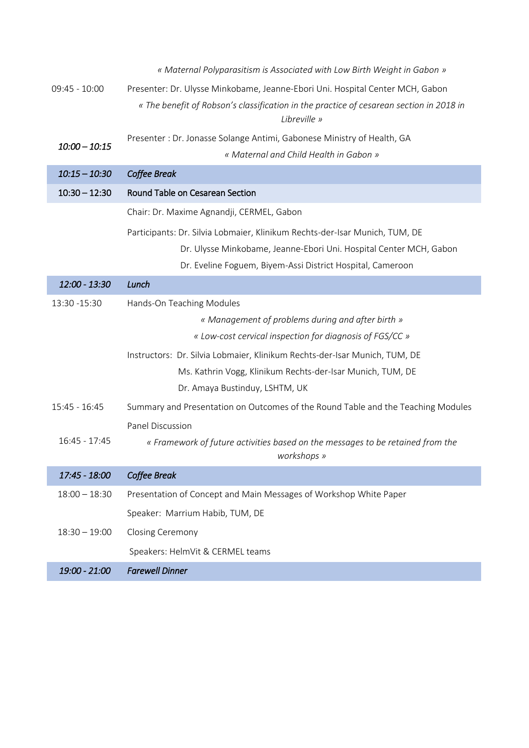| | |
|---|---|
| | *« Maternal Polyparasitism is Associated with Low Birth Weight in Gabon »* |
| 09:45 - 10:00 | Presenter: Dr. Ulysse Minkobame, Jeanne-Ebori Uni. Hospital Center MCH, Gabon<br>*« The benefit of Robson's classification in the practice of cesarean section in 2018 in Libreville »* |
| *10:00 – 10:15* | Presenter : Dr. Jonasse Solange Antimi, Gabonese Ministry of Health, GA<br>*« Maternal and Child Health in Gabon »* |
| *10:15 – 10:30* | *Coffee Break* |
| 10:30 – 12:30 | Round Table on Cesarean Section |
| | Chair: Dr. Maxime Agnandji, CERMEL, Gabon |
| | Participants: Dr. Silvia Lobmaier, Klinikum Rechts-der-Isar Munich, TUM, DE<br>Dr. Ulysse Minkobame, Jeanne-Ebori Uni. Hospital Center MCH, Gabon<br>Dr. Eveline Foguem, Biyem-Assi District Hospital, Cameroon |
| *12:00 - 13:30* | *Lunch* |
| 13:30 -15:30 | Hands-On Teaching Modules<br>*« Management of problems during and after birth »*<br>*« Low-cost cervical inspection for diagnosis of FGS/CC »* |
| | Instructors: Dr. Silvia Lobmaier, Klinikum Rechts-der-Isar Munich, TUM, DE<br>Ms. Kathrin Vogg, Klinikum Rechts-der-Isar Munich, TUM, DE<br>Dr. Amaya Bustinduy, LSHTM, UK |
| 15:45 - 16:45 | Summary and Presentation on Outcomes of the Round Table and the Teaching Modules |
| 16:45 - 17:45 | Panel Discussion<br>*« Framework of future activities based on the messages to be retained from the workshops »* |
| *17:45 - 18:00* | *Coffee Break* |
| 18:00 – 18:30 | Presentation of Concept and Main Messages of Workshop White Paper |
| | Speaker: Marrium Habib, TUM, DE |
| 18:30 – 19:00 | Closing Ceremony |
| | Speakers: HelmVit & CERMEL teams |
| *19:00 - 21:00* | *Farewell Dinner* |